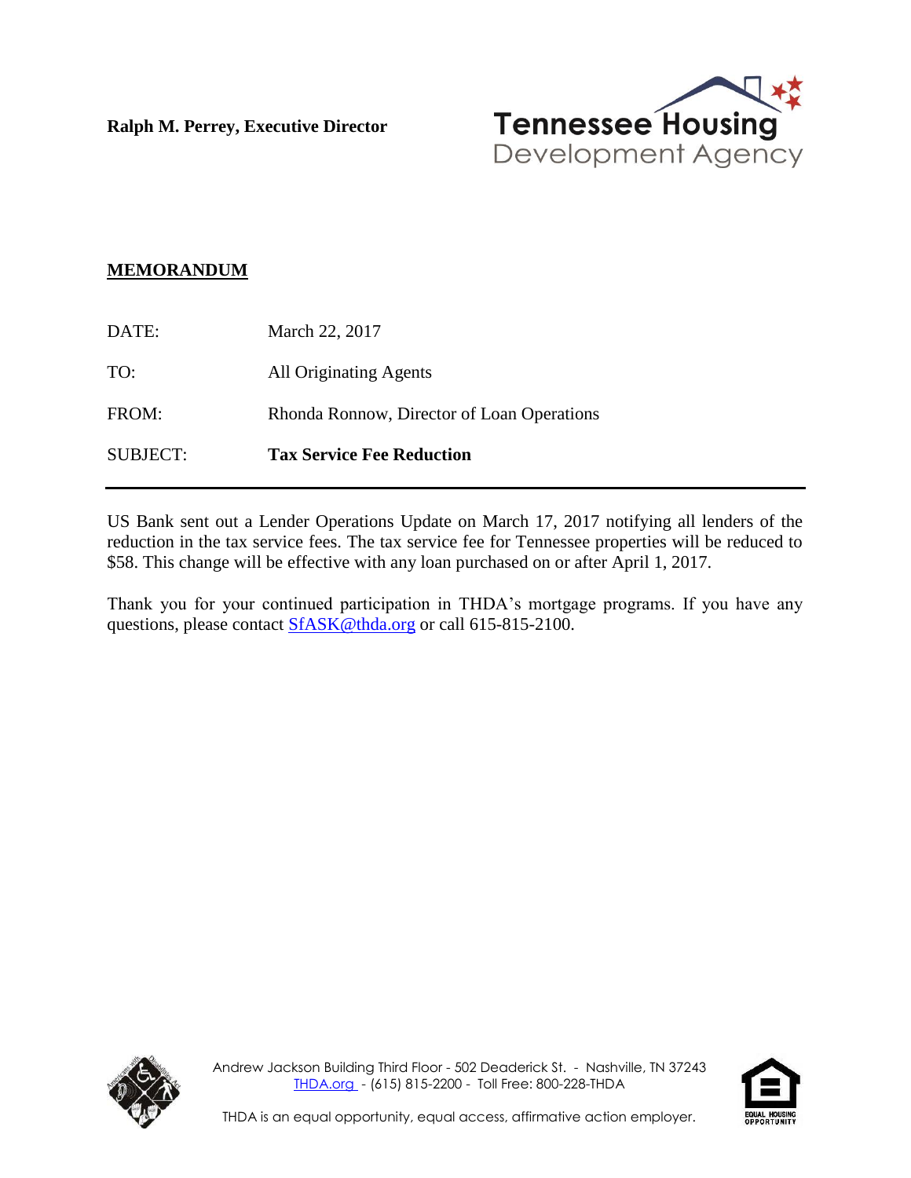**Ralph M. Perrey, Executive Director**

Tennessee Housing Development Agency

## MEMORANDUM

| | |
|---|---|
| DATE: | March 22, 2017 |
| TO: | All Originating Agents |
| FROM: | Rhonda Ronnow, Director of Loan Operations |
| SUBJECT: | **Tax Service Fee Reduction** |

---

US Bank sent out a Lender Operations Update on March 17, 2017 notifying all lenders of the reduction in the tax service fees. The tax service fee for Tennessee properties will be reduced to $58. This change will be effective with any loan purchased on or after April 1, 2017.

Thank you for your continued participation in THDA's mortgage programs. If you have any questions, please contact SfASK@thda.org or call 615-815-2100.

Andrew Jackson Building Third Floor - 502 Deaderick St. - Nashville, TN 37243
THDA.org - (615) 815-2200 - Toll Free: 800-228-THDA

THDA is an equal opportunity, equal access, affirmative action employer.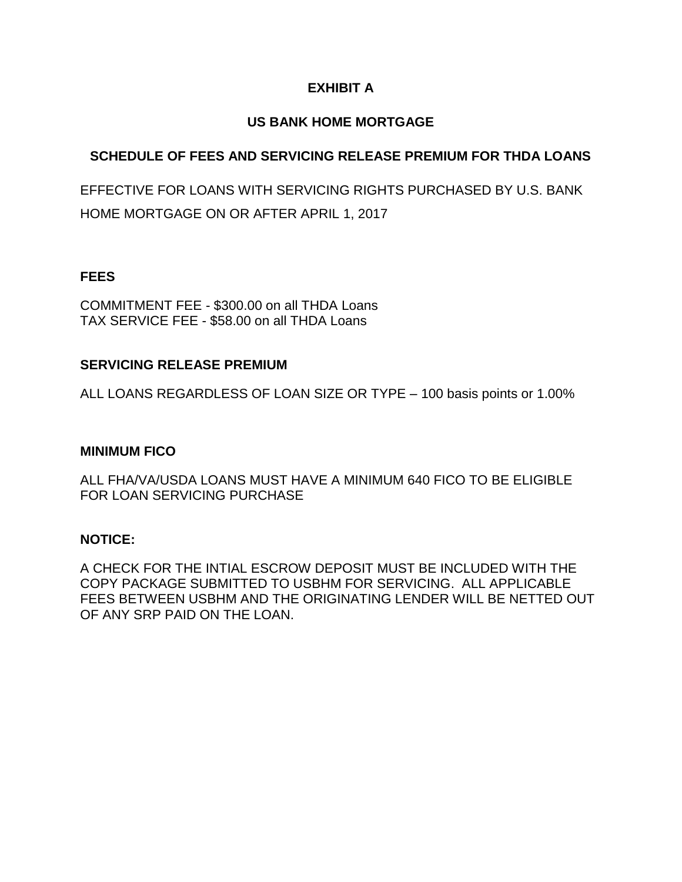# EXHIBIT A

## US BANK HOME MORTGAGE

## SCHEDULE OF FEES AND SERVICING RELEASE PREMIUM FOR THDA LOANS

EFFECTIVE FOR LOANS WITH SERVICING RIGHTS PURCHASED BY U.S. BANK HOME MORTGAGE ON OR AFTER APRIL 1, 2017

### FEES

COMMITMENT FEE - $300.00 on all THDA Loans
TAX SERVICE FEE - $58.00 on all THDA Loans

### SERVICING RELEASE PREMIUM

ALL LOANS REGARDLESS OF LOAN SIZE OR TYPE – 100 basis points or 1.00%

### MINIMUM FICO

ALL FHA/VA/USDA LOANS MUST HAVE A MINIMUM 640 FICO TO BE ELIGIBLE FOR LOAN SERVICING PURCHASE

### NOTICE:

A CHECK FOR THE INTIAL ESCROW DEPOSIT MUST BE INCLUDED WITH THE COPY PACKAGE SUBMITTED TO USBHM FOR SERVICING. ALL APPLICABLE FEES BETWEEN USBHM AND THE ORIGINATING LENDER WILL BE NETTED OUT OF ANY SRP PAID ON THE LOAN.